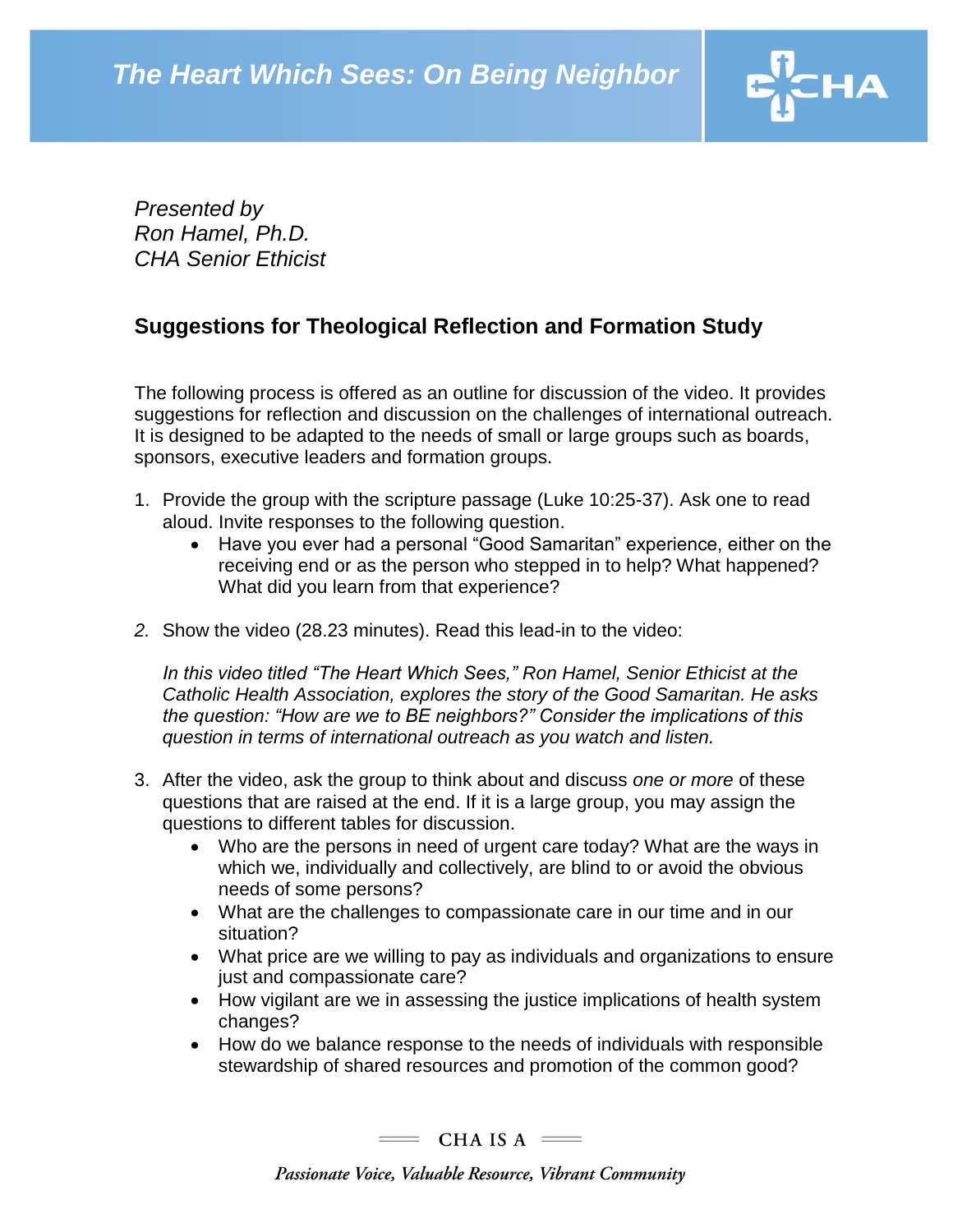# The Heart Which Sees: On Being Neighbor

CHA

*Presented by*
*Ron Hamel, Ph.D.*
*CHA Senior Ethicist*

## Suggestions for Theological Reflection and Formation Study

The following process is offered as an outline for discussion of the video. It provides suggestions for reflection and discussion on the challenges of international outreach. It is designed to be adapted to the needs of small or large groups such as boards, sponsors, executive leaders and formation groups.

1. Provide the group with the scripture passage (Luke 10:25-37). Ask one to read aloud. Invite responses to the following question.
   - Have you ever had a personal "Good Samaritan" experience, either on the receiving end or as the person who stepped in to help? What happened? What did you learn from that experience?

2. Show the video (28.23 minutes). Read this lead-in to the video:

   *In this video titled "The Heart Which Sees," Ron Hamel, Senior Ethicist at the Catholic Health Association, explores the story of the Good Samaritan. He asks the question: "How are we to BE neighbors?" Consider the implications of this question in terms of international outreach as you watch and listen.*

3. After the video, ask the group to think about and discuss *one or more* of these questions that are raised at the end. If it is a large group, you may assign the questions to different tables for discussion.
   - Who are the persons in need of urgent care today? What are the ways in which we, individually and collectively, are blind to or avoid the obvious needs of some persons?
   - What are the challenges to compassionate care in our time and in our situation?
   - What price are we willing to pay as individuals and organizations to ensure just and compassionate care?
   - How vigilant are we in assessing the justice implications of health system changes?
   - How do we balance response to the needs of individuals with responsible stewardship of shared resources and promotion of the common good?

CHA IS A

*Passionate Voice, Valuable Resource, Vibrant Community*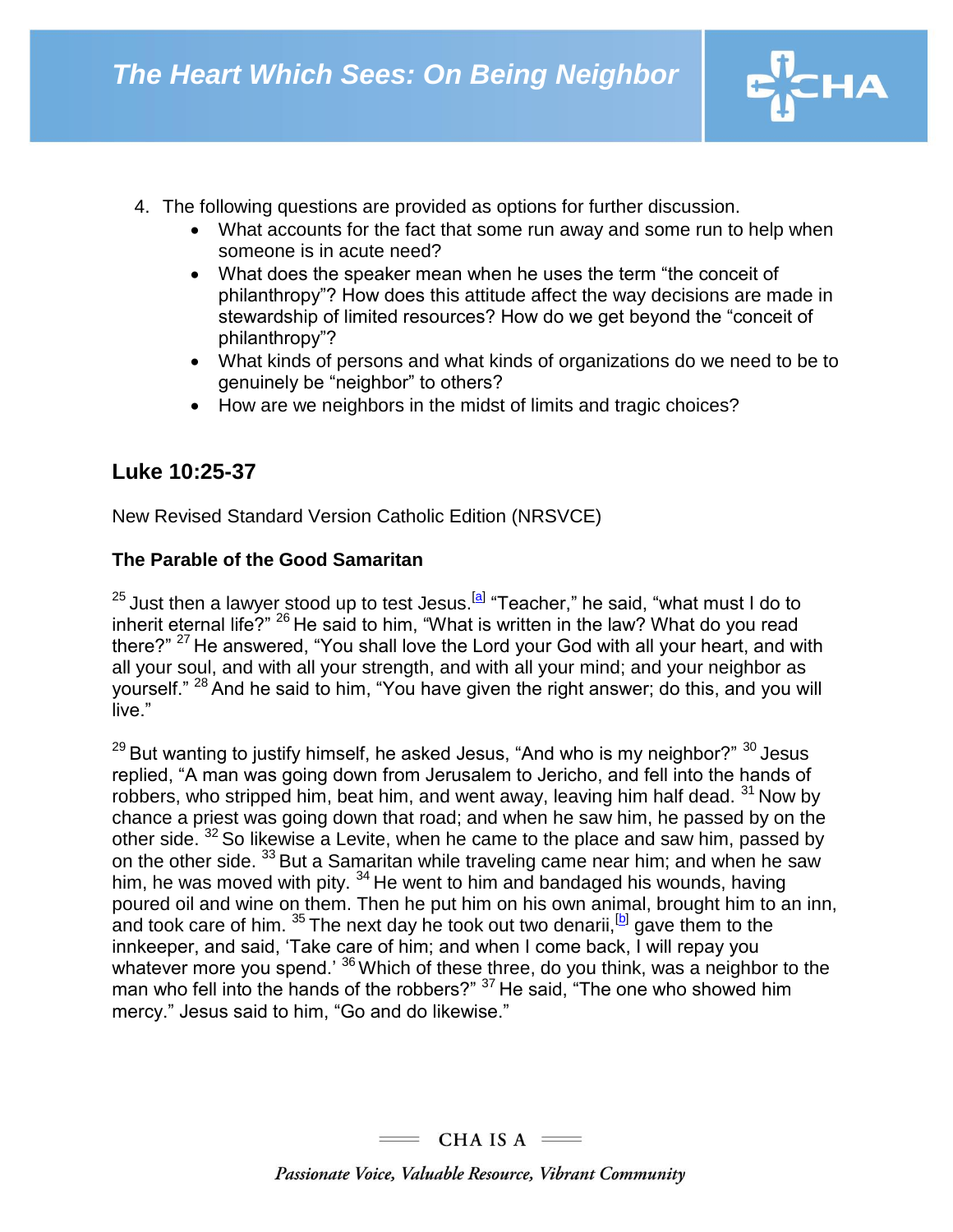4. The following questions are provided as options for further discussion.
    - What accounts for the fact that some run away and some run to help when someone is in acute need?
    - What does the speaker mean when he uses the term "the conceit of philanthropy"? How does this attitude affect the way decisions are made in stewardship of limited resources? How do we get beyond the "conceit of philanthropy"?
    - What kinds of persons and what kinds of organizations do we need to be to genuinely be "neighbor" to others?
    - How are we neighbors in the midst of limits and tragic choices?

## Luke 10:25-37

New Revised Standard Version Catholic Edition (NRSVCE)

**The Parable of the Good Samaritan**

[25] Just then a lawyer stood up to test Jesus.[a] "Teacher," he said, "what must I do to inherit eternal life?" [26] He said to him, "What is written in the law? What do you read there?" [27] He answered, "You shall love the Lord your God with all your heart, and with all your soul, and with all your strength, and with all your mind; and your neighbor as yourself." [28] And he said to him, "You have given the right answer; do this, and you will live."

[29] But wanting to justify himself, he asked Jesus, "And who is my neighbor?" [30] Jesus replied, "A man was going down from Jerusalem to Jericho, and fell into the hands of robbers, who stripped him, beat him, and went away, leaving him half dead. [31] Now by chance a priest was going down that road; and when he saw him, he passed by on the other side. [32] So likewise a Levite, when he came to the place and saw him, passed by on the other side. [33] But a Samaritan while traveling came near him; and when he saw him, he was moved with pity. [34] He went to him and bandaged his wounds, having poured oil and wine on them. Then he put him on his own animal, brought him to an inn, and took care of him. [35] The next day he took out two denarii,[b] gave them to the innkeeper, and said, 'Take care of him; and when I come back, I will repay you whatever more you spend.' [36] Which of these three, do you think, was a neighbor to the man who fell into the hands of the robbers?" [37] He said, "The one who showed him mercy." Jesus said to him, "Go and do likewise."